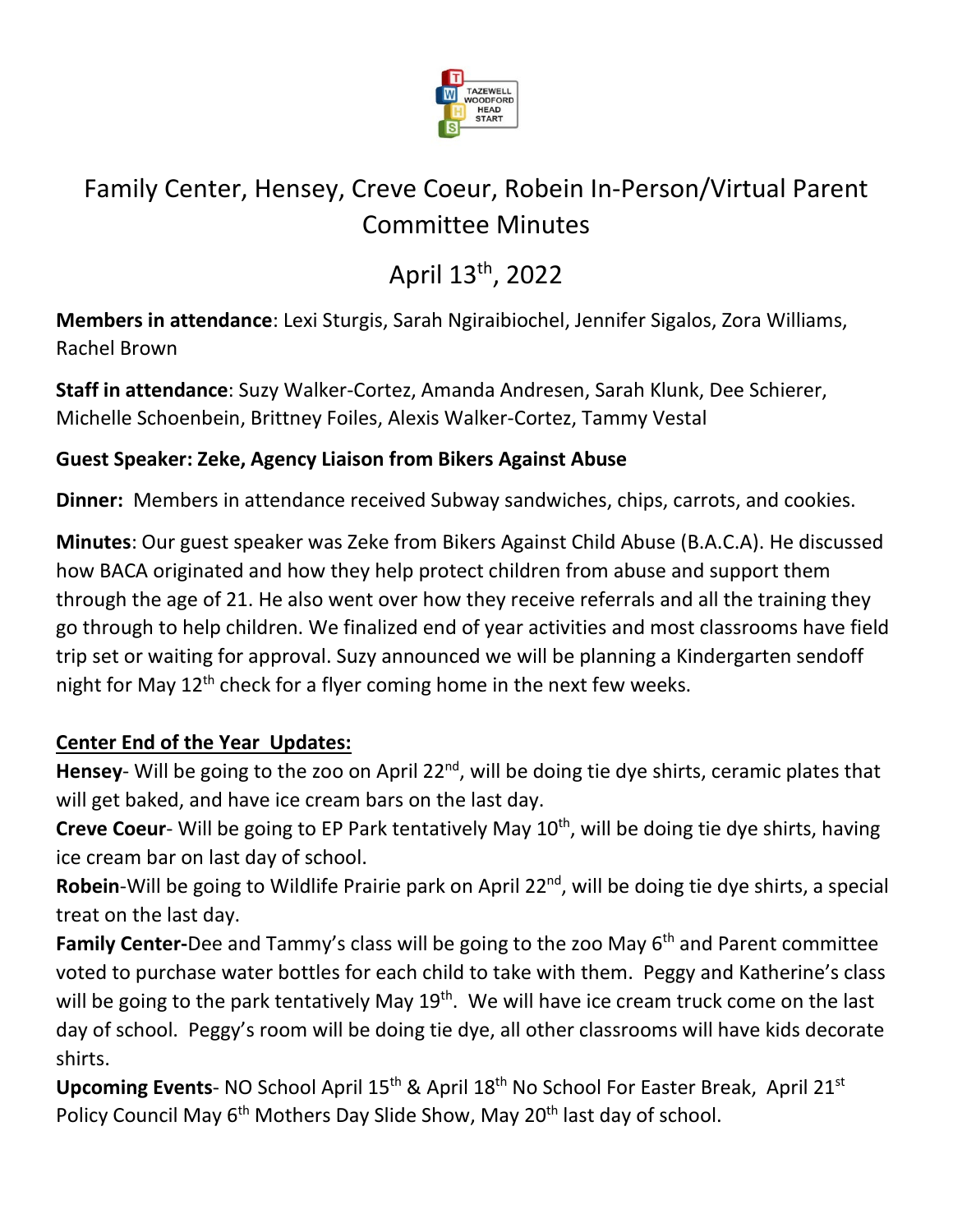# Family Center, Hensey, Creve Coeur, Robein In-Person/Virtual Parent Committee Minutes

## April 13th, 2022

**Members in attendance**: Lexi Sturgis, Sarah Ngiraibiochel, Jennifer Sigalos, Zora Williams, Rachel Brown

**Staff in attendance**: Suzy Walker-Cortez, Amanda Andresen, Sarah Klunk, Dee Schierer, Michelle Schoenbein, Brittney Foiles, Alexis Walker-Cortez, Tammy Vestal

**Guest Speaker: Zeke, Agency Liaison from Bikers Against Abuse**

**Dinner:** Members in attendance received Subway sandwiches, chips, carrots, and cookies.

**Minutes**: Our guest speaker was Zeke from Bikers Against Child Abuse (B.A.C.A). He discussed how BACA originated and how they help protect children from abuse and support them through the age of 21. He also went over how they receive referrals and all the training they go through to help children. We finalized end of year activities and most classrooms have field trip set or waiting for approval. Suzy announced we will be planning a Kindergarten sendoff night for May 12th check for a flyer coming home in the next few weeks.

**<u>Center End of the Year Updates:</u>**

**Hensey**- Will be going to the zoo on April 22nd, will be doing tie dye shirts, ceramic plates that will get baked, and have ice cream bars on the last day.

**Creve Coeur**- Will be going to EP Park tentatively May 10th, will be doing tie dye shirts, having ice cream bar on last day of school.

**Robein**-Will be going to Wildlife Prairie park on April 22nd, will be doing tie dye shirts, a special treat on the last day.

**Family Center-**Dee and Tammy's class will be going to the zoo May 6th and Parent committee voted to purchase water bottles for each child to take with them. Peggy and Katherine's class will be going to the park tentatively May 19th. We will have ice cream truck come on the last day of school. Peggy's room will be doing tie dye, all other classrooms will have kids decorate shirts.

**Upcoming Events**- NO School April 15th & April 18th No School For Easter Break, April 21st Policy Council May 6th Mothers Day Slide Show, May 20th last day of school.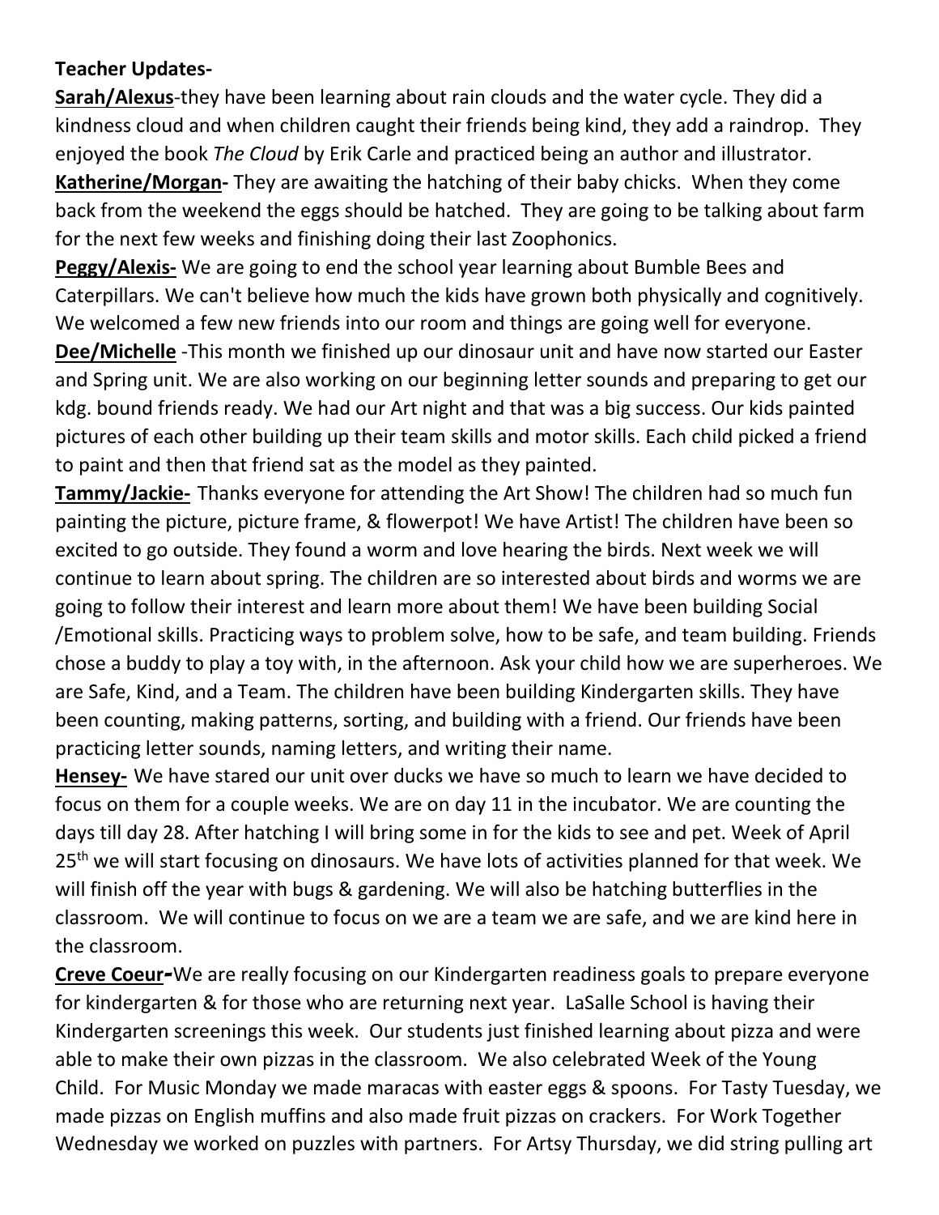**Teacher Updates-**

**Sarah/Alexus**-they have been learning about rain clouds and the water cycle. They did a kindness cloud and when children caught their friends being kind, they add a raindrop. They enjoyed the book *The Cloud* by Erik Carle and practiced being an author and illustrator.

**Katherine/Morgan-** They are awaiting the hatching of their baby chicks. When they come back from the weekend the eggs should be hatched. They are going to be talking about farm for the next few weeks and finishing doing their last Zoophonics.

**Peggy/Alexis-** We are going to end the school year learning about Bumble Bees and Caterpillars. We can't believe how much the kids have grown both physically and cognitively. We welcomed a few new friends into our room and things are going well for everyone.

**Dee/Michelle** -This month we finished up our dinosaur unit and have now started our Easter and Spring unit. We are also working on our beginning letter sounds and preparing to get our kdg. bound friends ready. We had our Art night and that was a big success. Our kids painted pictures of each other building up their team skills and motor skills. Each child picked a friend to paint and then that friend sat as the model as they painted.

**Tammy/Jackie-** Thanks everyone for attending the Art Show! The children had so much fun painting the picture, picture frame, & flowerpot! We have Artist! The children have been so excited to go outside. They found a worm and love hearing the birds. Next week we will continue to learn about spring. The children are so interested about birds and worms we are going to follow their interest and learn more about them! We have been building Social /Emotional skills. Practicing ways to problem solve, how to be safe, and team building. Friends chose a buddy to play a toy with, in the afternoon. Ask your child how we are superheroes. We are Safe, Kind, and a Team. The children have been building Kindergarten skills. They have been counting, making patterns, sorting, and building with a friend. Our friends have been practicing letter sounds, naming letters, and writing their name.

**Hensey-** We have stared our unit over ducks we have so much to learn we have decided to focus on them for a couple weeks. We are on day 11 in the incubator. We are counting the days till day 28. After hatching I will bring some in for the kids to see and pet. Week of April 25th we will start focusing on dinosaurs. We have lots of activities planned for that week. We will finish off the year with bugs & gardening. We will also be hatching butterflies in the classroom. We will continue to focus on we are a team we are safe, and we are kind here in the classroom.

**Creve Coeur-**We are really focusing on our Kindergarten readiness goals to prepare everyone for kindergarten & for those who are returning next year. LaSalle School is having their Kindergarten screenings this week. Our students just finished learning about pizza and were able to make their own pizzas in the classroom. We also celebrated Week of the Young Child. For Music Monday we made maracas with easter eggs & spoons. For Tasty Tuesday, we made pizzas on English muffins and also made fruit pizzas on crackers. For Work Together Wednesday we worked on puzzles with partners. For Artsy Thursday, we did string pulling art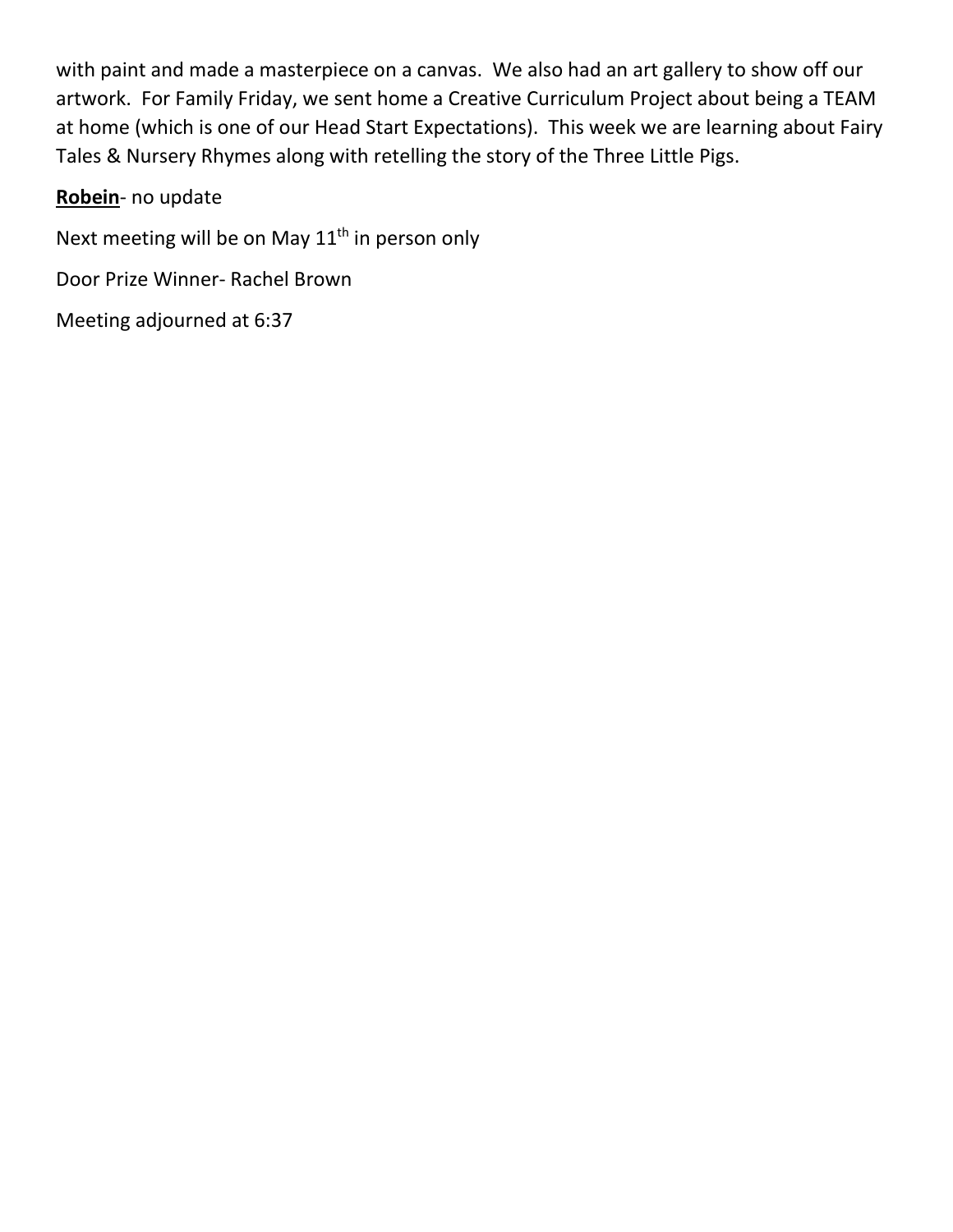with paint and made a masterpiece on a canvas. We also had an art gallery to show off our artwork. For Family Friday, we sent home a Creative Curriculum Project about being a TEAM at home (which is one of our Head Start Expectations). This week we are learning about Fairy Tales & Nursery Rhymes along with retelling the story of the Three Little Pigs.

**Robein**- no update

Next meeting will be on May 11th in person only

Door Prize Winner- Rachel Brown

Meeting adjourned at 6:37